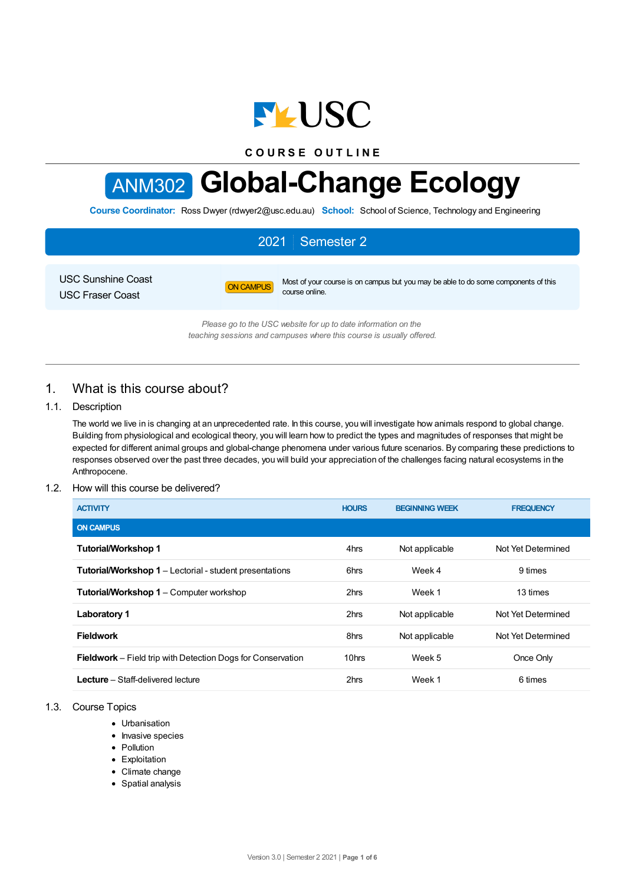COURSE OUTLINE

# ANM302 Global-Change Ecology

**Course Coordinator:** Ross Dwyer (rdwyer2@usc.edu.au) **School:** School of Science, Technology and Engineering

## 2021 | Semester 2

USC Sunshine Coast
USC Fraser Coast

ON CAMPUS — Most of your course is on campus but you may be able to do some components of this course online.

*Please go to the USC website for up to date information on the teaching sessions and campuses where this course is usually offered.*

## 1. What is this course about?

### 1.1. Description

The world we live in is changing at an unprecedented rate. In this course, you will investigate how animals respond to global change. Building from physiological and ecological theory, you will learn how to predict the types and magnitudes of responses that might be expected for different animal groups and global-change phenomena under various future scenarios. By comparing these predictions to responses observed over the past three decades, you will build your appreciation of the challenges facing natural ecosystems in the Anthropocene.

### 1.2. How will this course be delivered?

| ACTIVITY | HOURS | BEGINNING WEEK | FREQUENCY |
|---|---|---|---|
| **ON CAMPUS** | | | |
| **Tutorial/Workshop 1** | 4hrs | Not applicable | Not Yet Determined |
| **Tutorial/Workshop 1** – Lectorial - student presentations | 6hrs | Week 4 | 9 times |
| **Tutorial/Workshop 1** – Computer workshop | 2hrs | Week 1 | 13 times |
| **Laboratory 1** | 2hrs | Not applicable | Not Yet Determined |
| **Fieldwork** | 8hrs | Not applicable | Not Yet Determined |
| **Fieldwork** – Field trip with Detection Dogs for Conservation | 10hrs | Week 5 | Once Only |
| **Lecture** – Staff-delivered lecture | 2hrs | Week 1 | 6 times |

### 1.3. Course Topics

- Urbanisation
- Invasive species
- Pollution
- Exploitation
- Climate change
- Spatial analysis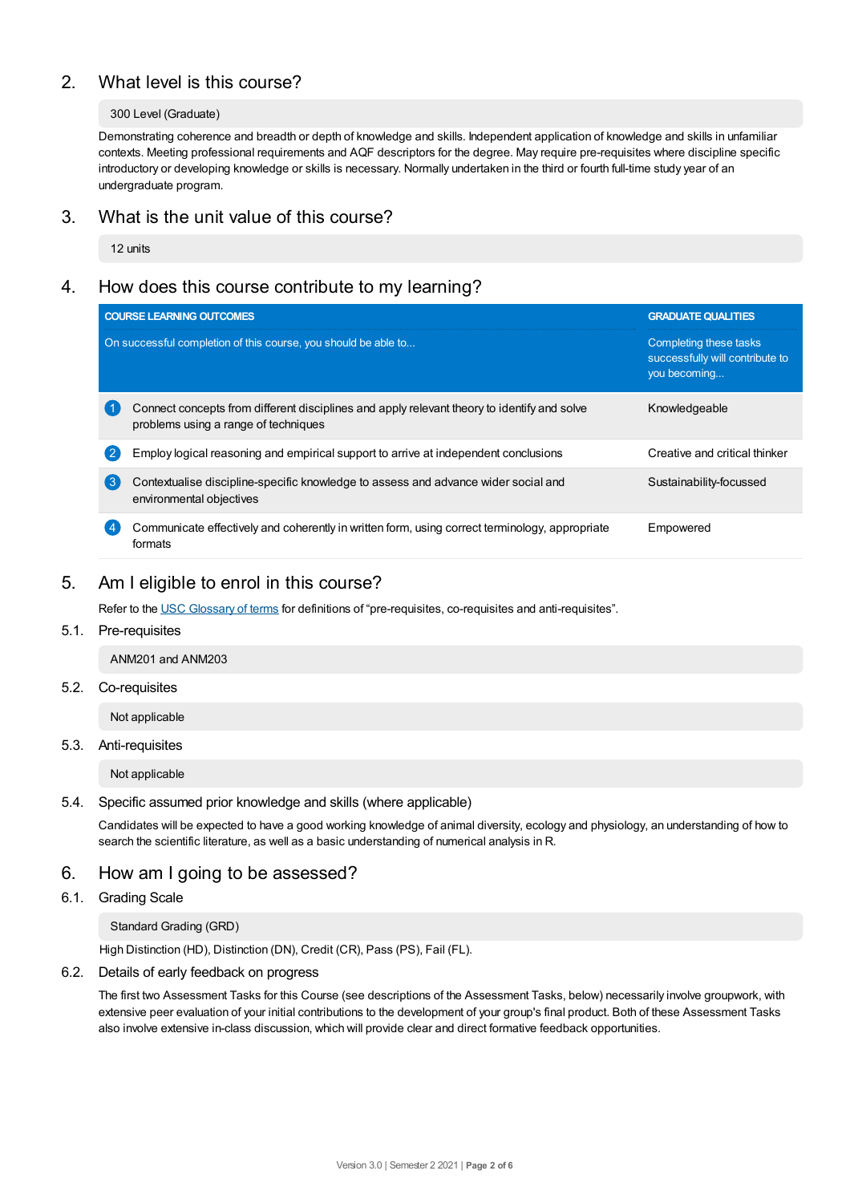## 2. What level is this course?

300 Level (Graduate)

Demonstrating coherence and breadth or depth of knowledge and skills. Independent application of knowledge and skills in unfamiliar contexts. Meeting professional requirements and AQF descriptors for the degree. May require pre-requisites where discipline specific introductory or developing knowledge or skills is necessary. Normally undertaken in the third or fourth full-time study year of an undergraduate program.

## 3. What is the unit value of this course?

12 units

## 4. How does this course contribute to my learning?

| COURSE LEARNING OUTCOMES<br>On successful completion of this course, you should be able to... | GRADUATE QUALITIES<br>Completing these tasks successfully will contribute to you becoming... |
|---|---|
| 1 Connect concepts from different disciplines and apply relevant theory to identify and solve problems using a range of techniques | Knowledgeable |
| 2 Employ logical reasoning and empirical support to arrive at independent conclusions | Creative and critical thinker |
| 3 Contextualise discipline-specific knowledge to assess and advance wider social and environmental objectives | Sustainability-focussed |
| 4 Communicate effectively and coherently in written form, using correct terminology, appropriate formats | Empowered |

## 5. Am I eligible to enrol in this course?

Refer to the USC Glossary of terms for definitions of "pre-requisites, co-requisites and anti-requisites".

### 5.1. Pre-requisites

ANM201 and ANM203

### 5.2. Co-requisites

Not applicable

### 5.3. Anti-requisites

Not applicable

### 5.4. Specific assumed prior knowledge and skills (where applicable)

Candidates will be expected to have a good working knowledge of animal diversity, ecology and physiology, an understanding of how to search the scientific literature, as well as a basic understanding of numerical analysis in R.

## 6. How am I going to be assessed?

### 6.1. Grading Scale

Standard Grading (GRD)

High Distinction (HD), Distinction (DN), Credit (CR), Pass (PS), Fail (FL).

### 6.2. Details of early feedback on progress

The first two Assessment Tasks for this Course (see descriptions of the Assessment Tasks, below) necessarily involve groupwork, with extensive peer evaluation of your initial contributions to the development of your group's final product. Both of these Assessment Tasks also involve extensive in-class discussion, which will provide clear and direct formative feedback opportunities.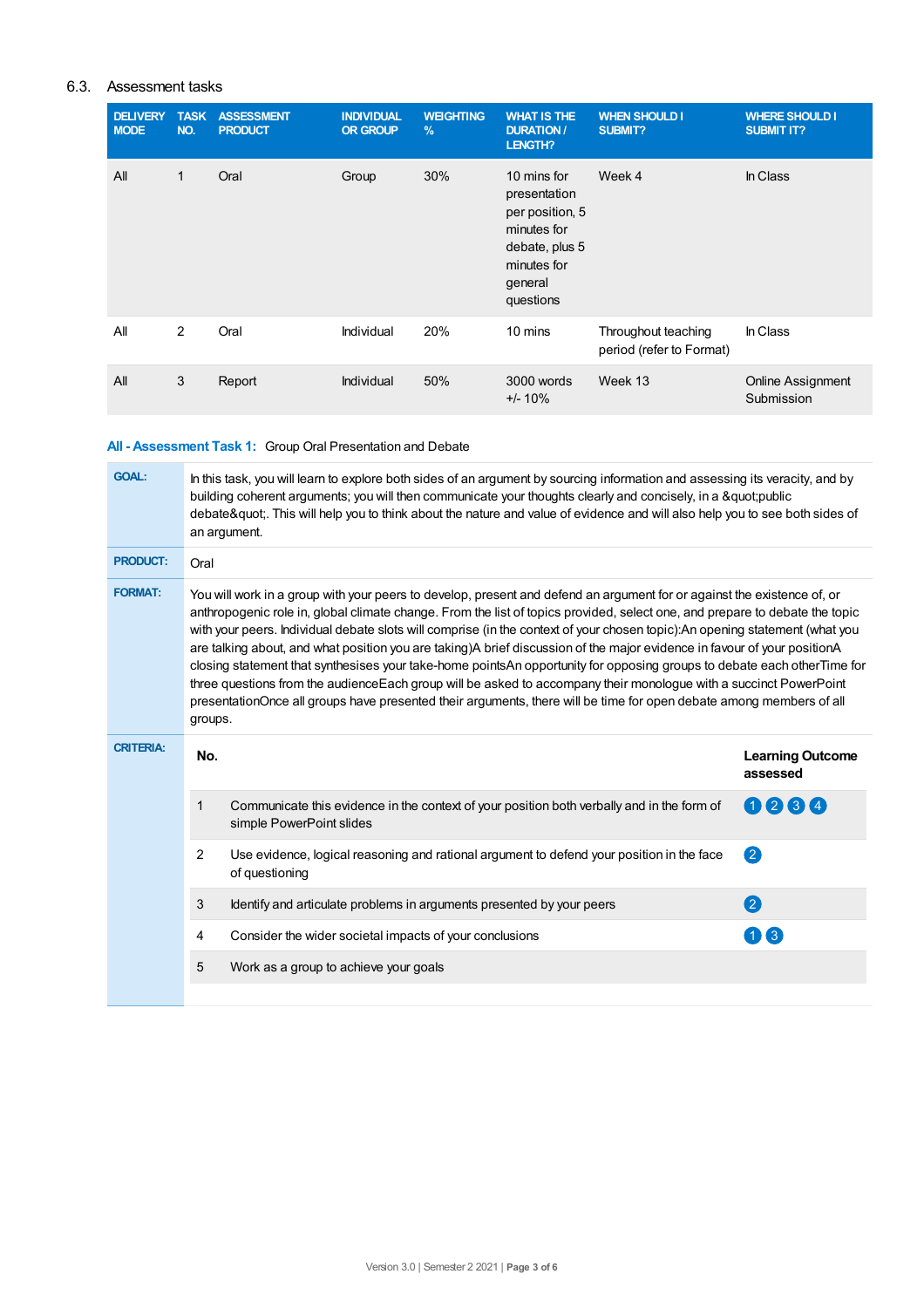## 6.3. Assessment tasks

| DELIVERY MODE | TASK NO. | ASSESSMENT PRODUCT | INDIVIDUAL OR GROUP | WEIGHTING % | WHAT IS THE DURATION / LENGTH? | WHEN SHOULD I SUBMIT? | WHERE SHOULD I SUBMIT IT? |
|---|---|---|---|---|---|---|---|
| All | 1 | Oral | Group | 30% | 10 mins for presentation per position, 5 minutes for debate, plus 5 minutes for general questions | Week 4 | In Class |
| All | 2 | Oral | Individual | 20% | 10 mins | Throughout teaching period (refer to Format) | In Class |
| All | 3 | Report | Individual | 50% | 3000 words +/- 10% | Week 13 | Online Assignment Submission |

### All - Assessment Task 1: Group Oral Presentation and Debate

**GOAL:** In this task, you will learn to explore both sides of an argument by sourcing information and assessing its veracity, and by building coherent arguments; you will then communicate your thoughts clearly and concisely, in a &quot;public debate&quot;. This will help you to think about the nature and value of evidence and will also help you to see both sides of an argument.

**PRODUCT:** Oral

**FORMAT:** You will work in a group with your peers to develop, present and defend an argument for or against the existence of, or anthropogenic role in, global climate change. From the list of topics provided, select one, and prepare to debate the topic with your peers. Individual debate slots will comprise (in the context of your chosen topic):An opening statement (what you are talking about, and what position you are taking)A brief discussion of the major evidence in favour of your positionA closing statement that synthesises your take-home pointsAn opportunity for opposing groups to debate each otherTime for three questions from the audienceEach group will be asked to accompany their monologue with a succinct PowerPoint presentationOnce all groups have presented their arguments, there will be time for open debate among members of all groups.

**CRITERIA:**

| No. | | Learning Outcome assessed |
|---|---|---|
| 1 | Communicate this evidence in the context of your position both verbally and in the form of simple PowerPoint slides | 1 2 3 4 |
| 2 | Use evidence, logical reasoning and rational argument to defend your position in the face of questioning | 2 |
| 3 | Identify and articulate problems in arguments presented by your peers | 2 |
| 4 | Consider the wider societal impacts of your conclusions | 1 3 |
| 5 | Work as a group to achieve your goals | |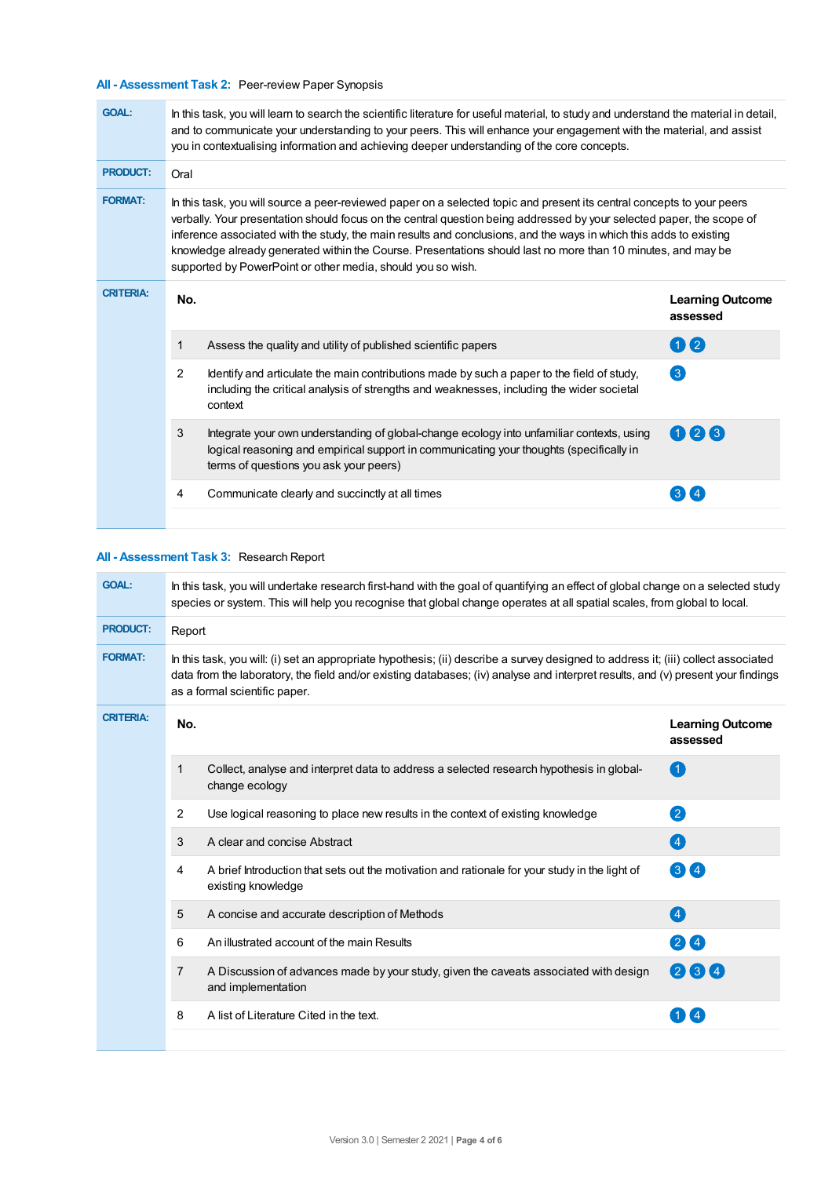### All - Assessment Task 2: Peer-review Paper Synopsis

**GOAL:** In this task, you will learn to search the scientific literature for useful material, to study and understand the material in detail, and to communicate your understanding to your peers. This will enhance your engagement with the material, and assist you in contextualising information and achieving deeper understanding of the core concepts.

**PRODUCT:** Oral

**FORMAT:** In this task, you will source a peer-reviewed paper on a selected topic and present its central concepts to your peers verbally. Your presentation should focus on the central question being addressed by your selected paper, the scope of inference associated with the study, the main results and conclusions, and the ways in which this adds to existing knowledge already generated within the Course. Presentations should last no more than 10 minutes, and may be supported by PowerPoint or other media, should you so wish.

**CRITERIA:**

| No. | | Learning Outcome assessed |
|---|---|---|
| 1 | Assess the quality and utility of published scientific papers | 1 2 |
| 2 | Identify and articulate the main contributions made by such a paper to the field of study, including the critical analysis of strengths and weaknesses, including the wider societal context | 3 |
| 3 | Integrate your own understanding of global-change ecology into unfamiliar contexts, using logical reasoning and empirical support in communicating your thoughts (specifically in terms of questions you ask your peers) | 1 2 3 |
| 4 | Communicate clearly and succinctly at all times | 3 4 |

### All - Assessment Task 3: Research Report

**GOAL:** In this task, you will undertake research first-hand with the goal of quantifying an effect of global change on a selected study species or system. This will help you recognise that global change operates at all spatial scales, from global to local.

**PRODUCT:** Report

**FORMAT:** In this task, you will: (i) set an appropriate hypothesis; (ii) describe a survey designed to address it; (iii) collect associated data from the laboratory, the field and/or existing databases; (iv) analyse and interpret results, and (v) present your findings as a formal scientific paper.

**CRITERIA:**

| No. | | Learning Outcome assessed |
|---|---|---|
| 1 | Collect, analyse and interpret data to address a selected research hypothesis in global-change ecology | 1 |
| 2 | Use logical reasoning to place new results in the context of existing knowledge | 2 |
| 3 | A clear and concise Abstract | 4 |
| 4 | A brief Introduction that sets out the motivation and rationale for your study in the light of existing knowledge | 3 4 |
| 5 | A concise and accurate description of Methods | 4 |
| 6 | An illustrated account of the main Results | 2 4 |
| 7 | A Discussion of advances made by your study, given the caveats associated with design and implementation | 2 3 4 |
| 8 | A list of Literature Cited in the text. | 1 4 |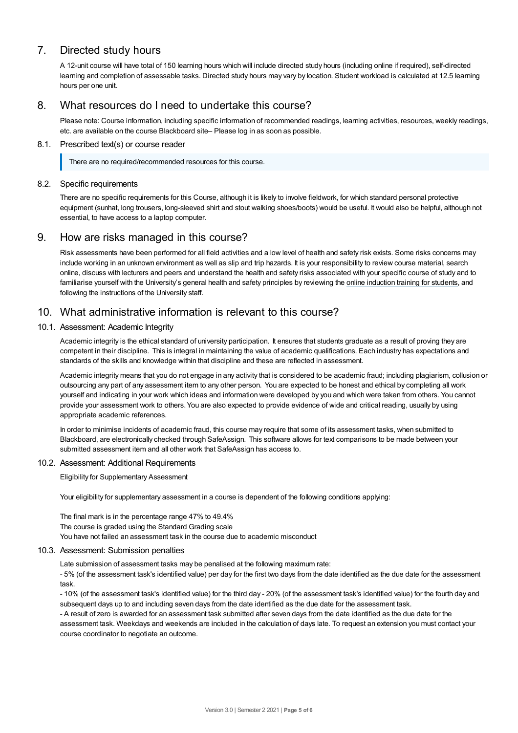## 7. Directed study hours

A 12-unit course will have total of 150 learning hours which will include directed study hours (including online if required), self-directed learning and completion of assessable tasks. Directed study hours may vary by location. Student workload is calculated at 12.5 learning hours per one unit.

## 8. What resources do I need to undertake this course?

Please note: Course information, including specific information of recommended readings, learning activities, resources, weekly readings, etc. are available on the course Blackboard site– Please log in as soon as possible.

### 8.1. Prescribed text(s) or course reader

> There are no required/recommended resources for this course.

### 8.2. Specific requirements

There are no specific requirements for this Course, although it is likely to involve fieldwork, for which standard personal protective equipment (sunhat, long trousers, long-sleeved shirt and stout walking shoes/boots) would be useful. It would also be helpful, although not essential, to have access to a laptop computer.

## 9. How are risks managed in this course?

Risk assessments have been performed for all field activities and a low level of health and safety risk exists. Some risks concerns may include working in an unknown environment as well as slip and trip hazards. It is your responsibility to review course material, search online, discuss with lecturers and peers and understand the health and safety risks associated with your specific course of study and to familiarise yourself with the University's general health and safety principles by reviewing the online induction training for students, and following the instructions of the University staff.

## 10. What administrative information is relevant to this course?

### 10.1. Assessment: Academic Integrity

Academic integrity is the ethical standard of university participation. It ensures that students graduate as a result of proving they are competent in their discipline. This is integral in maintaining the value of academic qualifications. Each industry has expectations and standards of the skills and knowledge within that discipline and these are reflected in assessment.

Academic integrity means that you do not engage in any activity that is considered to be academic fraud; including plagiarism, collusion or outsourcing any part of any assessment item to any other person. You are expected to be honest and ethical by completing all work yourself and indicating in your work which ideas and information were developed by you and which were taken from others. You cannot provide your assessment work to others. You are also expected to provide evidence of wide and critical reading, usually by using appropriate academic references.

In order to minimise incidents of academic fraud, this course may require that some of its assessment tasks, when submitted to Blackboard, are electronically checked through SafeAssign. This software allows for text comparisons to be made between your submitted assessment item and all other work that SafeAssign has access to.

### 10.2. Assessment: Additional Requirements

Eligibility for Supplementary Assessment

Your eligibility for supplementary assessment in a course is dependent of the following conditions applying:

The final mark is in the percentage range 47% to 49.4%
The course is graded using the Standard Grading scale
You have not failed an assessment task in the course due to academic misconduct

### 10.3. Assessment: Submission penalties

Late submission of assessment tasks may be penalised at the following maximum rate:
- 5% (of the assessment task's identified value) per day for the first two days from the date identified as the due date for the assessment task.
- 10% (of the assessment task's identified value) for the third day - 20% (of the assessment task's identified value) for the fourth day and subsequent days up to and including seven days from the date identified as the due date for the assessment task.
- A result of zero is awarded for an assessment task submitted after seven days from the date identified as the due date for the assessment task. Weekdays and weekends are included in the calculation of days late. To request an extension you must contact your course coordinator to negotiate an outcome.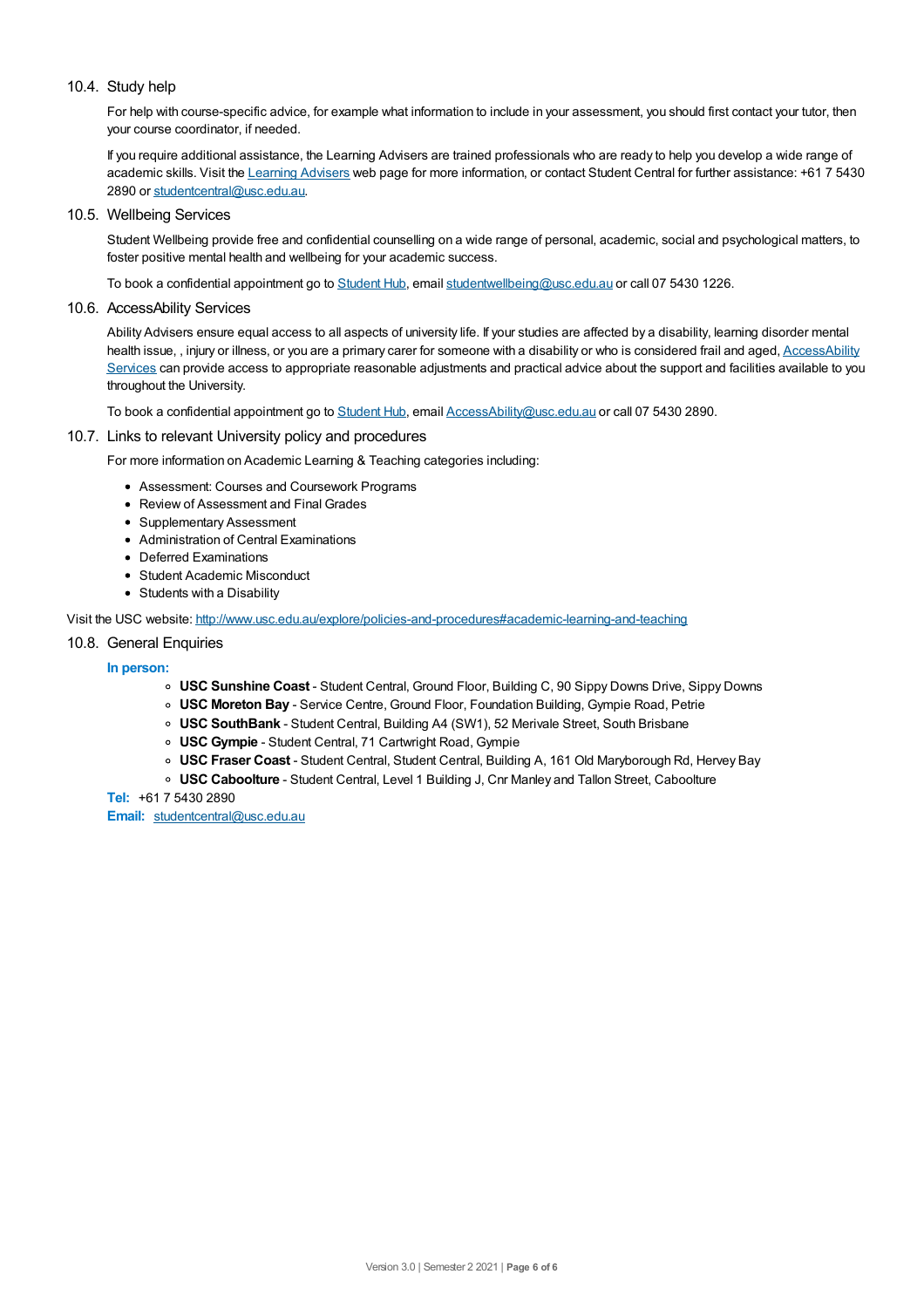### 10.4. Study help

For help with course-specific advice, for example what information to include in your assessment, you should first contact your tutor, then your course coordinator, if needed.

If you require additional assistance, the Learning Advisers are trained professionals who are ready to help you develop a wide range of academic skills. Visit the Learning Advisers web page for more information, or contact Student Central for further assistance: +61 7 5430 2890 or studentcentral@usc.edu.au.

### 10.5. Wellbeing Services

Student Wellbeing provide free and confidential counselling on a wide range of personal, academic, social and psychological matters, to foster positive mental health and wellbeing for your academic success.

To book a confidential appointment go to Student Hub, email studentwellbeing@usc.edu.au or call 07 5430 1226.

### 10.6. AccessAbility Services

Ability Advisers ensure equal access to all aspects of university life. If your studies are affected by a disability, learning disorder mental health issue, , injury or illness, or you are a primary carer for someone with a disability or who is considered frail and aged, AccessAbility Services can provide access to appropriate reasonable adjustments and practical advice about the support and facilities available to you throughout the University.

To book a confidential appointment go to Student Hub, email AccessAbility@usc.edu.au or call 07 5430 2890.

### 10.7. Links to relevant University policy and procedures

For more information on Academic Learning & Teaching categories including:

- Assessment: Courses and Coursework Programs
- Review of Assessment and Final Grades
- Supplementary Assessment
- Administration of Central Examinations
- Deferred Examinations
- Student Academic Misconduct
- Students with a Disability

Visit the USC website: http://www.usc.edu.au/explore/policies-and-procedures#academic-learning-and-teaching

### 10.8. General Enquiries

**In person:**

- **USC Sunshine Coast** - Student Central, Ground Floor, Building C, 90 Sippy Downs Drive, Sippy Downs
- **USC Moreton Bay** - Service Centre, Ground Floor, Foundation Building, Gympie Road, Petrie
- **USC SouthBank** - Student Central, Building A4 (SW1), 52 Merivale Street, South Brisbane
- **USC Gympie** - Student Central, 71 Cartwright Road, Gympie
- **USC Fraser Coast** - Student Central, Student Central, Building A, 161 Old Maryborough Rd, Hervey Bay
- **USC Caboolture** - Student Central, Level 1 Building J, Cnr Manley and Tallon Street, Caboolture

**Tel:** +61 7 5430 2890

**Email:** studentcentral@usc.edu.au